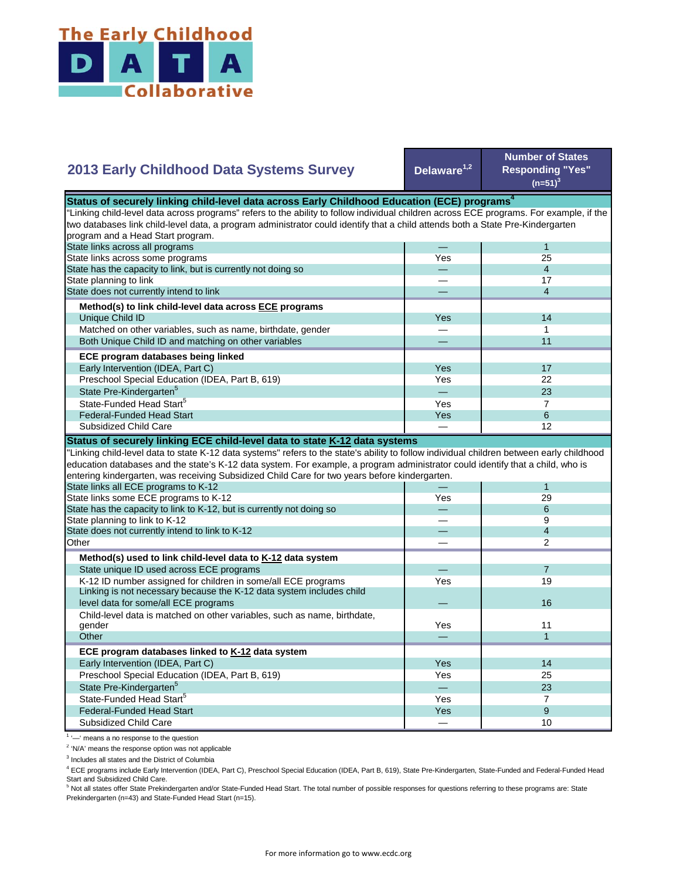The Early Childhood DATA Collaborative

| 2013 Early Childhood Data Systems Survey | Delaware[1,2] | Number of States Responding "Yes" (n=51)[3] |
|---|---|---|
| **Status of securely linking child-level data across Early Childhood Education (ECE) programs[4]** | | |
| "Linking child-level data across programs" refers to the ability to follow individual children across ECE programs. For example, if the two databases link child-level data, a program administrator could identify that a child attends both a State Pre-Kindergarten program and a Head Start program. | | |
| State links across all programs | — | 1 |
| State links across some programs | Yes | 25 |
| State has the capacity to link, but is currently not doing so | — | 4 |
| State planning to link | — | 17 |
| State does not currently intend to link | — | 4 |
| **Method(s) to link child-level data across ECE programs** | | |
| Unique Child ID | Yes | 14 |
| Matched on other variables, such as name, birthdate, gender | — | 1 |
| Both Unique Child ID and matching on other variables | — | 11 |
| **ECE program databases being linked** | | |
| Early Intervention (IDEA, Part C) | Yes | 17 |
| Preschool Special Education (IDEA, Part B, 619) | Yes | 22 |
| State Pre-Kindergarten[5] | — | 23 |
| State-Funded Head Start[5] | Yes | 7 |
| Federal-Funded Head Start | Yes | 6 |
| Subsidized Child Care | — | 12 |
| **Status of securely linking ECE child-level data to state K-12 data systems** | | |
| "Linking child-level data to state K-12 data systems" refers to the state's ability to follow individual children between early childhood education databases and the state's K-12 data system. For example, a program administrator could identify that a child, who is entering kindergarten, was receiving Subsidized Child Care for two years before kindergarten. | | |
| State links all ECE programs to K-12 | — | 1 |
| State links some ECE programs to K-12 | Yes | 29 |
| State has the capacity to link to K-12, but is currently not doing so | — | 6 |
| State planning to link to K-12 | — | 9 |
| State does not currently intend to link to K-12 | — | 4 |
| Other | — | 2 |
| **Method(s) used to link child-level data to K-12 data system** | | |
| State unique ID used across ECE programs | — | 7 |
| K-12 ID number assigned for children in some/all ECE programs | Yes | 19 |
| Linking is not necessary because the K-12 data system includes child level data for some/all ECE programs | — | 16 |
| Child-level data is matched on other variables, such as name, birthdate, gender | Yes | 11 |
| Other | — | 1 |
| **ECE program databases linked to K-12 data system** | | |
| Early Intervention (IDEA, Part C) | Yes | 14 |
| Preschool Special Education (IDEA, Part B, 619) | Yes | 25 |
| State Pre-Kindergarten[5] | — | 23 |
| State-Funded Head Start[5] | Yes | 7 |
| Federal-Funded Head Start | Yes | 9 |
| Subsidized Child Care | — | 10 |

[1] '—' means a no response to the question

[2] 'N/A' means the response option was not applicable

[3] Includes all states and the District of Columbia

[4] ECE programs include Early Intervention (IDEA, Part C), Preschool Special Education (IDEA, Part B, 619), State Pre-Kindergarten, State-Funded and Federal-Funded Head Start and Subsidized Child Care.

[5] Not all states offer State Prekindergarten and/or State-Funded Head Start. The total number of possible responses for questions referring to these programs are: State Prekindergarten (n=43) and State-Funded Head Start (n=15).

For more information go to www.ecdc.org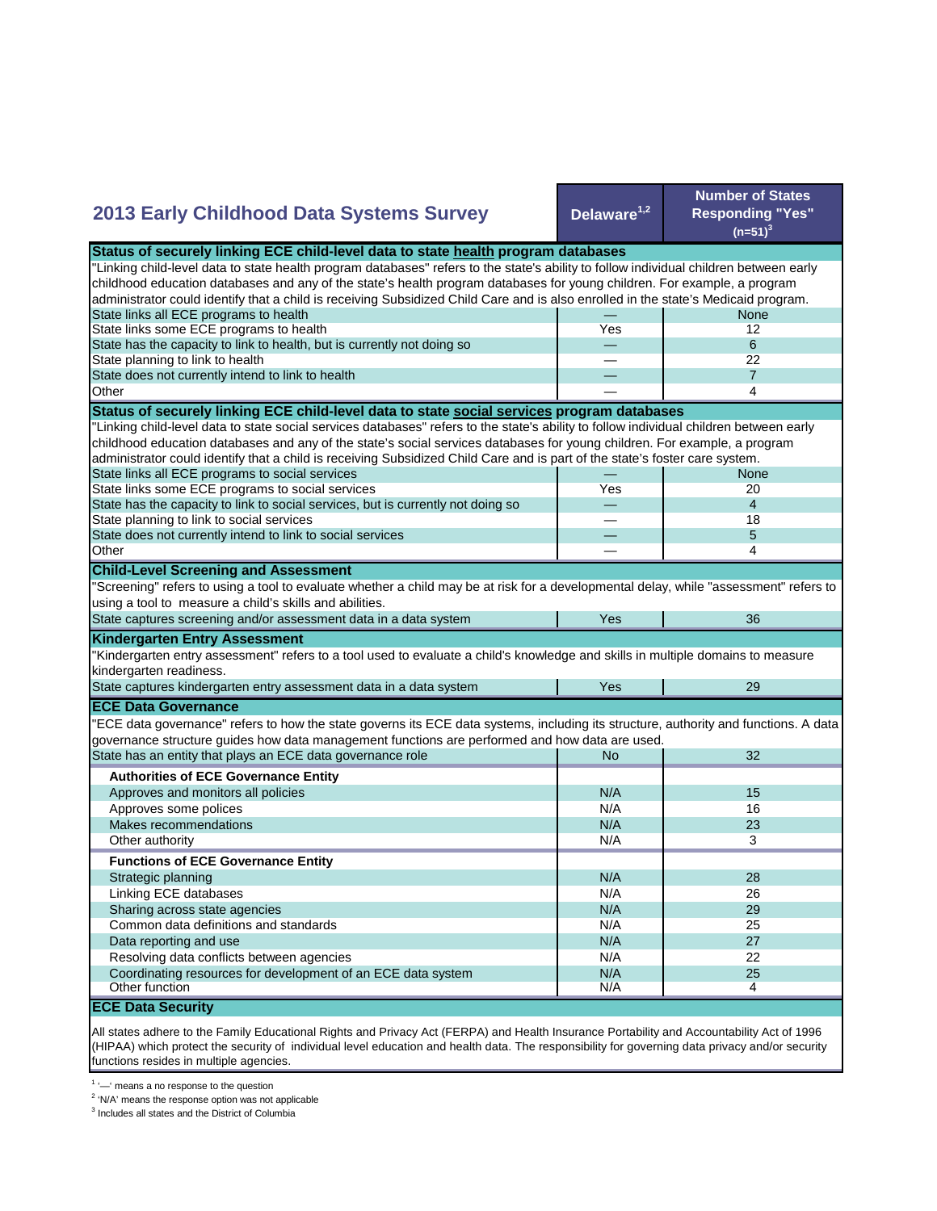## 2013 Early Childhood Data Systems Survey

| | Delaware[1,2] | Number of States Responding "Yes" (n=51)[3] |
|---|---|---|
| **Status of securely linking ECE child-level data to state health program databases** | | |
| "Linking child-level data to state health program databases" refers to the state's ability to follow individual children between early childhood education databases and any of the state's health program databases for young children. For example, a program administrator could identify that a child is receiving Subsidized Child Care and is also enrolled in the state's Medicaid program. | | |
| State links all ECE programs to health | — | None |
| State links some ECE programs to health | Yes | 12 |
| State has the capacity to link to health, but is currently not doing so | — | 6 |
| State planning to link to health | — | 22 |
| State does not currently intend to link to health | — | 7 |
| Other | — | 4 |
| **Status of securely linking ECE child-level data to state social services program databases** | | |
| "Linking child-level data to state social services databases" refers to the state's ability to follow individual children between early childhood education databases and any of the state's social services databases for young children. For example, a program administrator could identify that a child is receiving Subsidized Child Care and is part of the state's foster care system. | | |
| State links all ECE programs to social services | — | None |
| State links some ECE programs to social services | Yes | 20 |
| State has the capacity to link to social services, but is currently not doing so | — | 4 |
| State planning to link to social services | — | 18 |
| State does not currently intend to link to social services | — | 5 |
| Other | — | 4 |
| **Child-Level Screening and Assessment** | | |
| "Screening" refers to using a tool to evaluate whether a child may be at risk for a developmental delay, while "assessment" refers to using a tool to measure a child's skills and abilities. | | |
| State captures screening and/or assessment data in a data system | Yes | 36 |
| **Kindergarten Entry Assessment** | | |
| "Kindergarten entry assessment" refers to a tool used to evaluate a child's knowledge and skills in multiple domains to measure kindergarten readiness. | | |
| State captures kindergarten entry assessment data in a data system | Yes | 29 |
| **ECE Data Governance** | | |
| "ECE data governance" refers to how the state governs its ECE data systems, including its structure, authority and functions. A data governance structure guides how data management functions are performed and how data are used. | | |
| State has an entity that plays an ECE data governance role | No | 32 |
| **Authorities of ECE Governance Entity** | | |
| Approves and monitors all policies | N/A | 15 |
| Approves some polices | N/A | 16 |
| Makes recommendations | N/A | 23 |
| Other authority | N/A | 3 |
| **Functions of ECE Governance Entity** | | |
| Strategic planning | N/A | 28 |
| Linking ECE databases | N/A | 26 |
| Sharing across state agencies | N/A | 29 |
| Common data definitions and standards | N/A | 25 |
| Data reporting and use | N/A | 27 |
| Resolving data conflicts between agencies | N/A | 22 |
| Coordinating resources for development of an ECE data system | N/A | 25 |
| Other function | N/A | 4 |
| **ECE Data Security** | | |
| All states adhere to the Family Educational Rights and Privacy Act (FERPA) and Health Insurance Portability and Accountability Act of 1996 (HIPAA) which protect the security of individual level education and health data. The responsibility for governing data privacy and/or security functions resides in multiple agencies. | | |

[1] '—' means a no response to the question

[2] 'N/A' means the response option was not applicable

[3] Includes all states and the District of Columbia